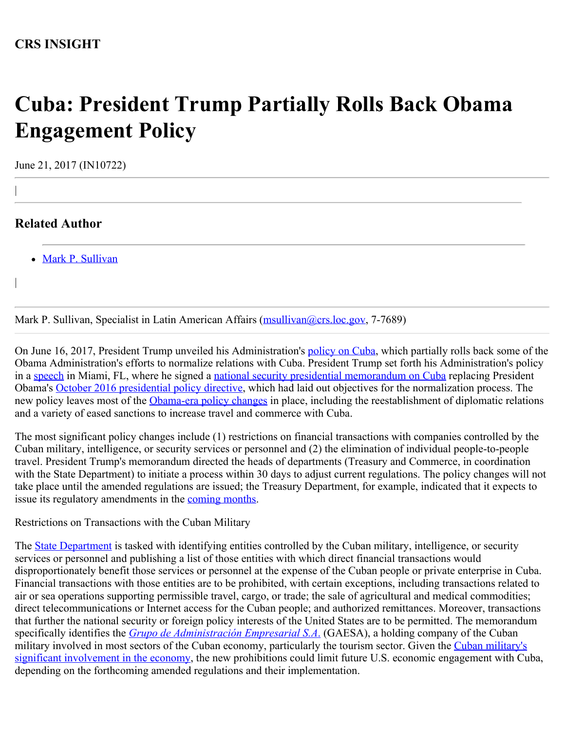**CRS INSIGHT**

# Cuba: President Trump Partially Rolls Back Obama Engagement Policy

June 21, 2017 (IN10722)

|

## Related Author

- Mark P. Sullivan

|

Mark P. Sullivan, Specialist in Latin American Affairs (msullivan@crs.loc.gov, 7-7689)

On June 16, 2017, President Trump unveiled his Administration's policy on Cuba, which partially rolls back some of the Obama Administration's efforts to normalize relations with Cuba. President Trump set forth his Administration's policy in a speech in Miami, FL, where he signed a national security presidential memorandum on Cuba replacing President Obama's October 2016 presidential policy directive, which had laid out objectives for the normalization process. The new policy leaves most of the Obama-era policy changes in place, including the reestablishment of diplomatic relations and a variety of eased sanctions to increase travel and commerce with Cuba.

The most significant policy changes include (1) restrictions on financial transactions with companies controlled by the Cuban military, intelligence, or security services or personnel and (2) the elimination of individual people-to-people travel. President Trump's memorandum directed the heads of departments (Treasury and Commerce, in coordination with the State Department) to initiate a process within 30 days to adjust current regulations. The policy changes will not take place until the amended regulations are issued; the Treasury Department, for example, indicated that it expects to issue its regulatory amendments in the coming months.

Restrictions on Transactions with the Cuban Military

The State Department is tasked with identifying entities controlled by the Cuban military, intelligence, or security services or personnel and publishing a list of those entities with which direct financial transactions would disproportionately benefit those services or personnel at the expense of the Cuban people or private enterprise in Cuba. Financial transactions with those entities are to be prohibited, with certain exceptions, including transactions related to air or sea operations supporting permissible travel, cargo, or trade; the sale of agricultural and medical commodities; direct telecommunications or Internet access for the Cuban people; and authorized remittances. Moreover, transactions that further the national security or foreign policy interests of the United States are to be permitted. The memorandum specifically identifies the *Grupo de Administración Empresarial S.A.* (GAESA), a holding company of the Cuban military involved in most sectors of the Cuban economy, particularly the tourism sector. Given the Cuban military's significant involvement in the economy, the new prohibitions could limit future U.S. economic engagement with Cuba, depending on the forthcoming amended regulations and their implementation.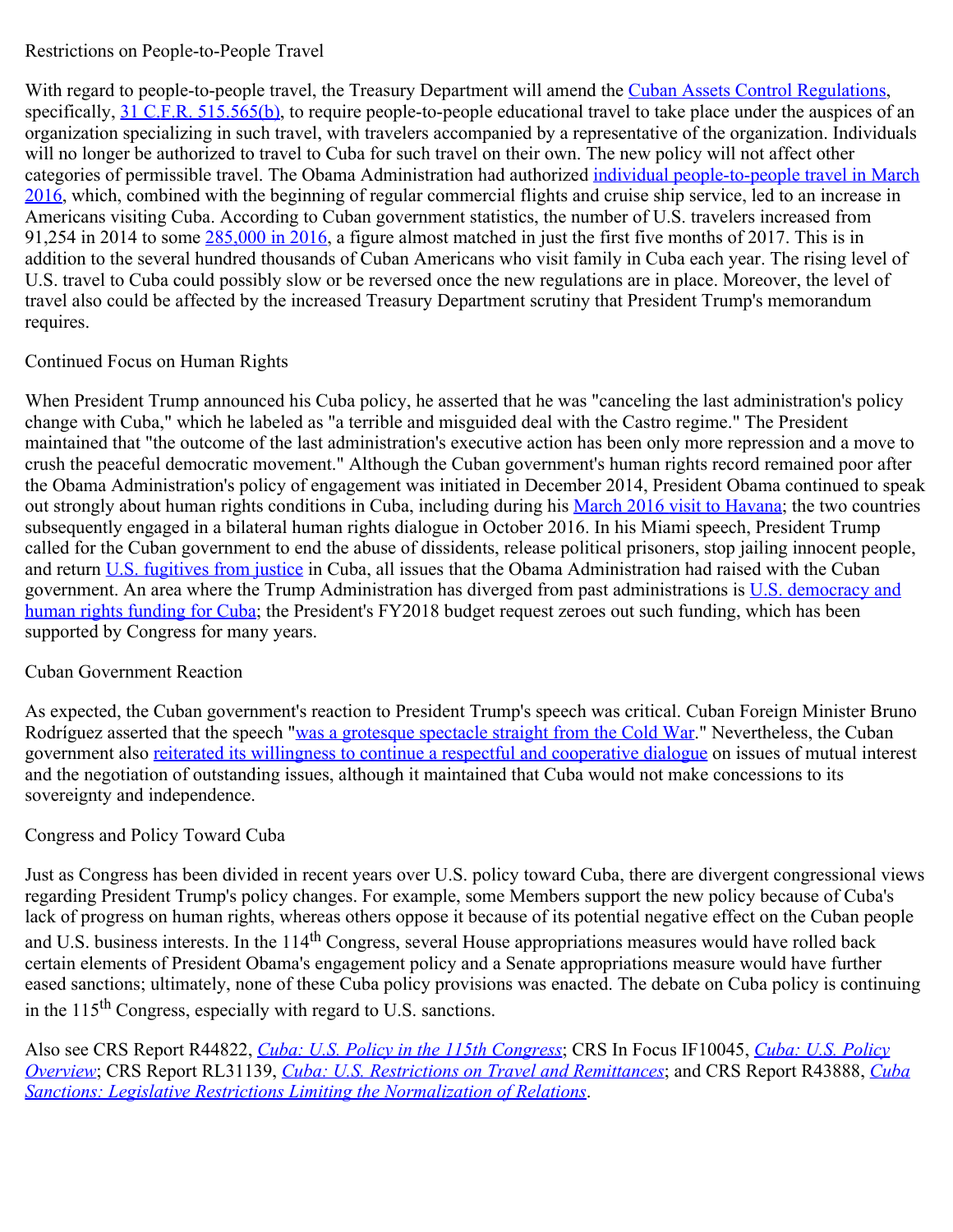## Restrictions on People-to-People Travel

With regard to people-to-people travel, the Treasury Department will amend the Cuban Assets Control Regulations, specifically, 31 C.F.R. 515.565(b), to require people-to-people educational travel to take place under the auspices of an organization specializing in such travel, with travelers accompanied by a representative of the organization. Individuals will no longer be authorized to travel to Cuba for such travel on their own. The new policy will not affect other categories of permissible travel. The Obama Administration had authorized individual people-to-people travel in March 2016, which, combined with the beginning of regular commercial flights and cruise ship service, led to an increase in Americans visiting Cuba. According to Cuban government statistics, the number of U.S. travelers increased from 91,254 in 2014 to some 285,000 in 2016, a figure almost matched in just the first five months of 2017. This is in addition to the several hundred thousands of Cuban Americans who visit family in Cuba each year. The rising level of U.S. travel to Cuba could possibly slow or be reversed once the new regulations are in place. Moreover, the level of travel also could be affected by the increased Treasury Department scrutiny that President Trump's memorandum requires.

## Continued Focus on Human Rights

When President Trump announced his Cuba policy, he asserted that he was "canceling the last administration's policy change with Cuba," which he labeled as "a terrible and misguided deal with the Castro regime." The President maintained that "the outcome of the last administration's executive action has been only more repression and a move to crush the peaceful democratic movement." Although the Cuban government's human rights record remained poor after the Obama Administration's policy of engagement was initiated in December 2014, President Obama continued to speak out strongly about human rights conditions in Cuba, including during his March 2016 visit to Havana; the two countries subsequently engaged in a bilateral human rights dialogue in October 2016. In his Miami speech, President Trump called for the Cuban government to end the abuse of dissidents, release political prisoners, stop jailing innocent people, and return U.S. fugitives from justice in Cuba, all issues that the Obama Administration had raised with the Cuban government. An area where the Trump Administration has diverged from past administrations is U.S. democracy and human rights funding for Cuba; the President's FY2018 budget request zeroes out such funding, which has been supported by Congress for many years.

## Cuban Government Reaction

As expected, the Cuban government's reaction to President Trump's speech was critical. Cuban Foreign Minister Bruno Rodríguez asserted that the speech "was a grotesque spectacle straight from the Cold War." Nevertheless, the Cuban government also reiterated its willingness to continue a respectful and cooperative dialogue on issues of mutual interest and the negotiation of outstanding issues, although it maintained that Cuba would not make concessions to its sovereignty and independence.

## Congress and Policy Toward Cuba

Just as Congress has been divided in recent years over U.S. policy toward Cuba, there are divergent congressional views regarding President Trump's policy changes. For example, some Members support the new policy because of Cuba's lack of progress on human rights, whereas others oppose it because of its potential negative effect on the Cuban people and U.S. business interests. In the 114th Congress, several House appropriations measures would have rolled back certain elements of President Obama's engagement policy and a Senate appropriations measure would have further eased sanctions; ultimately, none of these Cuba policy provisions was enacted. The debate on Cuba policy is continuing in the 115th Congress, especially with regard to U.S. sanctions.

Also see CRS Report R44822, *Cuba: U.S. Policy in the 115th Congress*; CRS In Focus IF10045, *Cuba: U.S. Policy Overview*; CRS Report RL31139, *Cuba: U.S. Restrictions on Travel and Remittances*; and CRS Report R43888, *Cuba Sanctions: Legislative Restrictions Limiting the Normalization of Relations*.